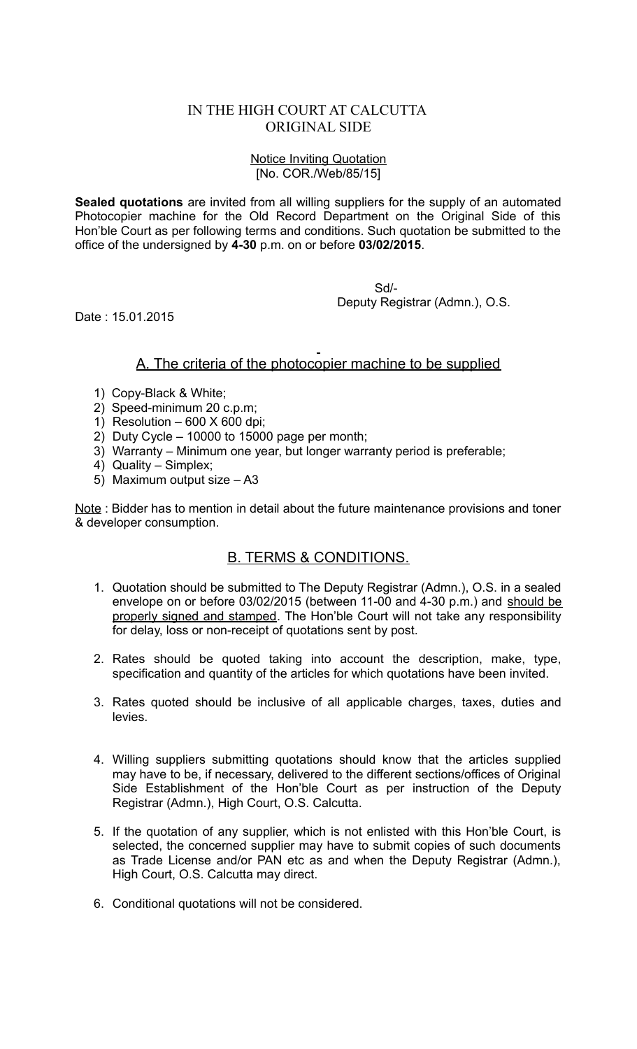# IN THE HIGH COURT AT CALCUTTA
## ORIGINAL SIDE

Notice Inviting Quotation
[No. COR./Web/85/15]

**Sealed quotations** are invited from all willing suppliers for the supply of an automated Photocopier machine for the Old Record Department on the Original Side of this Hon'ble Court as per following terms and conditions. Such quotation be submitted to the office of the undersigned by **4-30** p.m. on or before **03/02/2015**.

Sd/-
Deputy Registrar (Admn.), O.S.

Date : 15.01.2015

## A. The criteria of the photocopier machine to be supplied

1) Copy-Black & White;
2) Speed-minimum 20 c.p.m;
1) Resolution – 600 X 600 dpi;
2) Duty Cycle – 10000 to 15000 page per month;
3) Warranty – Minimum one year, but longer warranty period is preferable;
4) Quality – Simplex;
5) Maximum output size – A3

Note : Bidder has to mention in detail about the future maintenance provisions and toner & developer consumption.

## B. TERMS & CONDITIONS.

1. Quotation should be submitted to The Deputy Registrar (Admn.), O.S. in a sealed envelope on or before 03/02/2015 (between 11-00 and 4-30 p.m.) and should be properly signed and stamped. The Hon'ble Court will not take any responsibility for delay, loss or non-receipt of quotations sent by post.

2. Rates should be quoted taking into account the description, make, type, specification and quantity of the articles for which quotations have been invited.

3. Rates quoted should be inclusive of all applicable charges, taxes, duties and levies.

4. Willing suppliers submitting quotations should know that the articles supplied may have to be, if necessary, delivered to the different sections/offices of Original Side Establishment of the Hon'ble Court as per instruction of the Deputy Registrar (Admn.), High Court, O.S. Calcutta.

5. If the quotation of any supplier, which is not enlisted with this Hon'ble Court, is selected, the concerned supplier may have to submit copies of such documents as Trade License and/or PAN etc as and when the Deputy Registrar (Admn.), High Court, O.S. Calcutta may direct.

6. Conditional quotations will not be considered.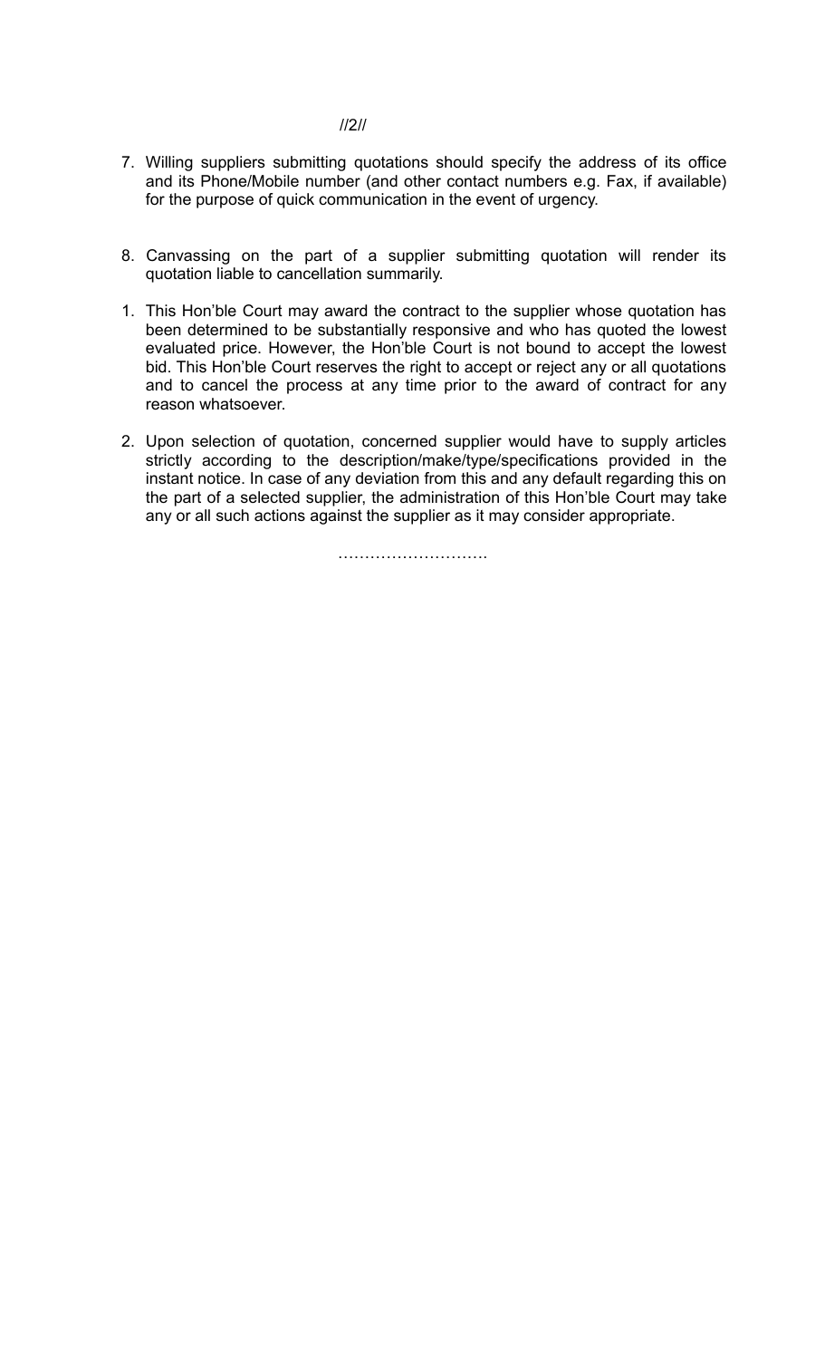7. Willing suppliers submitting quotations should specify the address of its office and its Phone/Mobile number (and other contact numbers e.g. Fax, if available) for the purpose of quick communication in the event of urgency.

8. Canvassing on the part of a supplier submitting quotation will render its quotation liable to cancellation summarily.

1. This Hon'ble Court may award the contract to the supplier whose quotation has been determined to be substantially responsive and who has quoted the lowest evaluated price. However, the Hon'ble Court is not bound to accept the lowest bid. This Hon'ble Court reserves the right to accept or reject any or all quotations and to cancel the process at any time prior to the award of contract for any reason whatsoever.

2. Upon selection of quotation, concerned supplier would have to supply articles strictly according to the description/make/type/specifications provided in the instant notice. In case of any deviation from this and any default regarding this on the part of a selected supplier, the administration of this Hon'ble Court may take any or all such actions against the supplier as it may consider appropriate.

……………………….